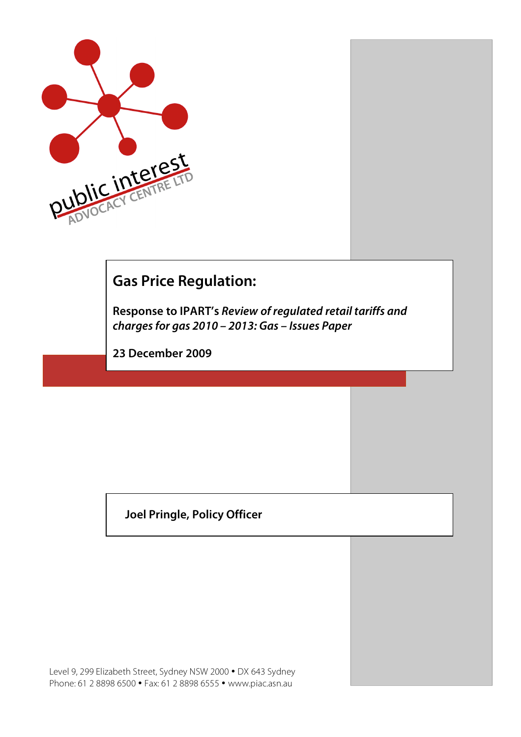# Gas Price Regulation:

**Response to IPART's *Review of regulated retail tariffs and charges for gas 2010 – 2013: Gas – Issues Paper***

**23 December 2009**

**Joel Pringle, Policy Officer**

Level 9, 299 Elizabeth Street, Sydney NSW 2000 • DX 643 Sydney
Phone: 61 2 8898 6500 • Fax: 61 2 8898 6555 • www.piac.asn.au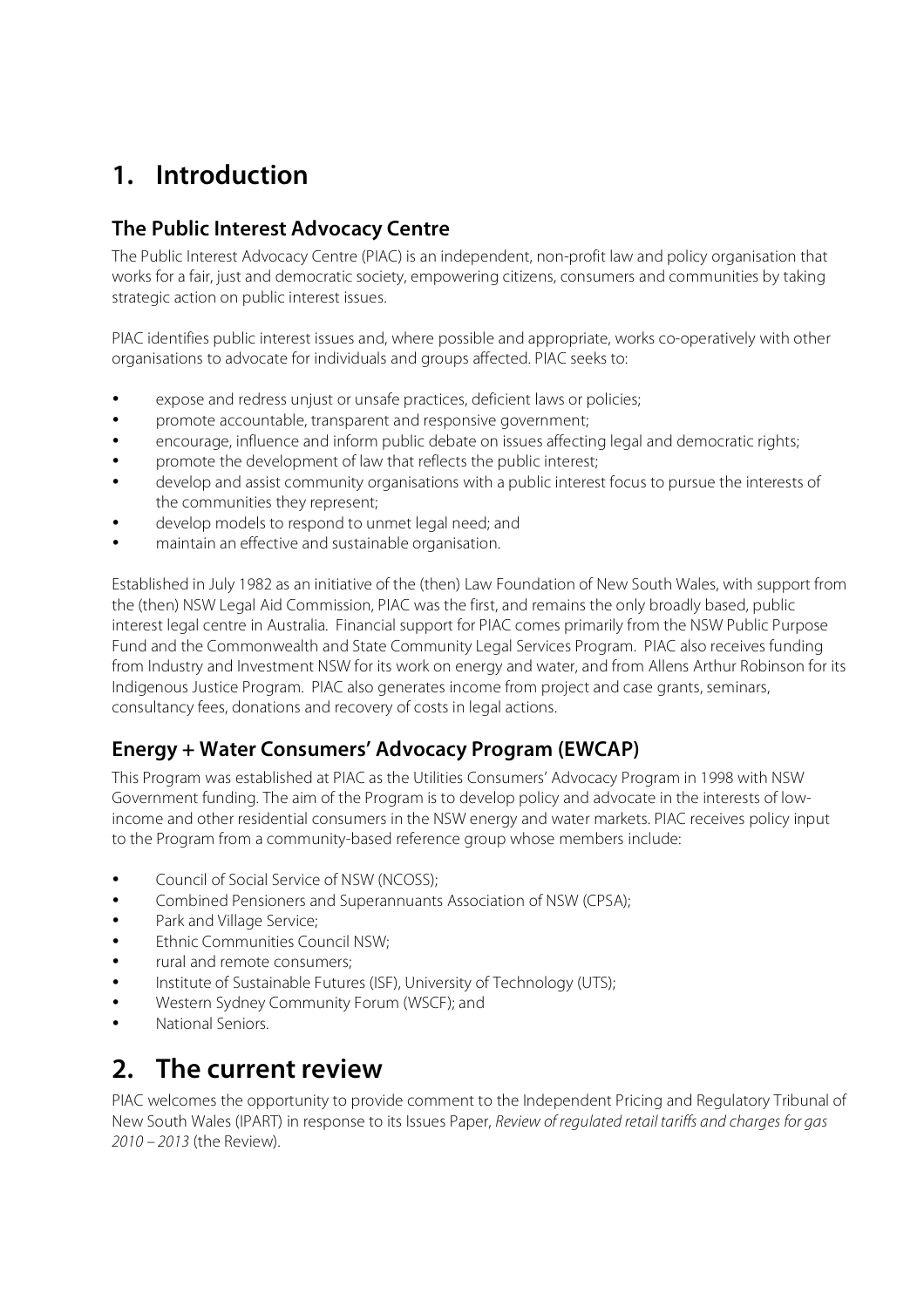# 1. Introduction

## The Public Interest Advocacy Centre

The Public Interest Advocacy Centre (PIAC) is an independent, non-profit law and policy organisation that works for a fair, just and democratic society, empowering citizens, consumers and communities by taking strategic action on public interest issues.

PIAC identifies public interest issues and, where possible and appropriate, works co-operatively with other organisations to advocate for individuals and groups affected. PIAC seeks to:

- expose and redress unjust or unsafe practices, deficient laws or policies;
- promote accountable, transparent and responsive government;
- encourage, influence and inform public debate on issues affecting legal and democratic rights;
- promote the development of law that reflects the public interest;
- develop and assist community organisations with a public interest focus to pursue the interests of the communities they represent;
- develop models to respond to unmet legal need; and
- maintain an effective and sustainable organisation.

Established in July 1982 as an initiative of the (then) Law Foundation of New South Wales, with support from the (then) NSW Legal Aid Commission, PIAC was the first, and remains the only broadly based, public interest legal centre in Australia. Financial support for PIAC comes primarily from the NSW Public Purpose Fund and the Commonwealth and State Community Legal Services Program. PIAC also receives funding from Industry and Investment NSW for its work on energy and water, and from Allens Arthur Robinson for its Indigenous Justice Program. PIAC also generates income from project and case grants, seminars, consultancy fees, donations and recovery of costs in legal actions.

## Energy + Water Consumers' Advocacy Program (EWCAP)

This Program was established at PIAC as the Utilities Consumers' Advocacy Program in 1998 with NSW Government funding. The aim of the Program is to develop policy and advocate in the interests of low-income and other residential consumers in the NSW energy and water markets. PIAC receives policy input to the Program from a community-based reference group whose members include:

- Council of Social Service of NSW (NCOSS);
- Combined Pensioners and Superannuants Association of NSW (CPSA);
- Park and Village Service;
- Ethnic Communities Council NSW;
- rural and remote consumers;
- Institute of Sustainable Futures (ISF), University of Technology (UTS);
- Western Sydney Community Forum (WSCF); and
- National Seniors.

# 2. The current review

PIAC welcomes the opportunity to provide comment to the Independent Pricing and Regulatory Tribunal of New South Wales (IPART) in response to its Issues Paper, *Review of regulated retail tariffs and charges for gas 2010 – 2013* (the Review).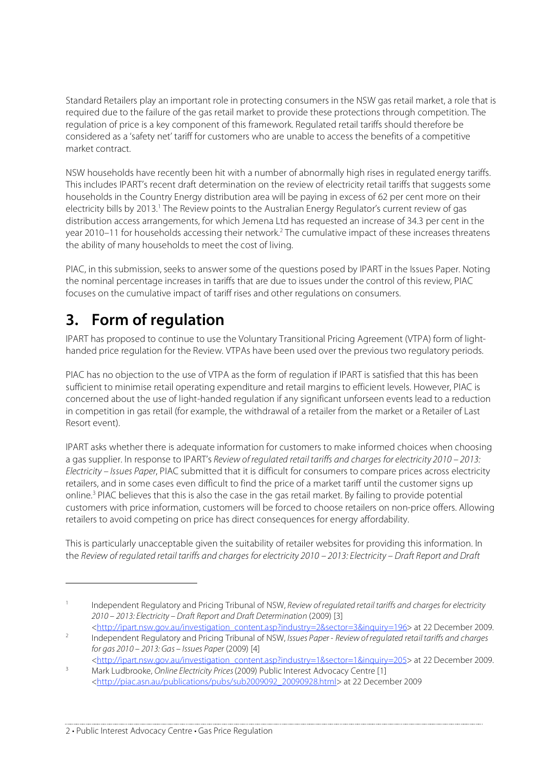Standard Retailers play an important role in protecting consumers in the NSW gas retail market, a role that is required due to the failure of the gas retail market to provide these protections through competition. The regulation of price is a key component of this framework. Regulated retail tariffs should therefore be considered as a 'safety net' tariff for customers who are unable to access the benefits of a competitive market contract.

NSW households have recently been hit with a number of abnormally high rises in regulated energy tariffs. This includes IPART's recent draft determination on the review of electricity retail tariffs that suggests some households in the Country Energy distribution area will be paying in excess of 62 per cent more on their electricity bills by 2013.[1] The Review points to the Australian Energy Regulator's current review of gas distribution access arrangements, for which Jemena Ltd has requested an increase of 34.3 per cent in the year 2010–11 for households accessing their network.[2] The cumulative impact of these increases threatens the ability of many households to meet the cost of living.

PIAC, in this submission, seeks to answer some of the questions posed by IPART in the Issues Paper. Noting the nominal percentage increases in tariffs that are due to issues under the control of this review, PIAC focuses on the cumulative impact of tariff rises and other regulations on consumers.

## 3. Form of regulation

IPART has proposed to continue to use the Voluntary Transitional Pricing Agreement (VTPA) form of light-handed price regulation for the Review. VTPAs have been used over the previous two regulatory periods.

PIAC has no objection to the use of VTPA as the form of regulation if IPART is satisfied that this has been sufficient to minimise retail operating expenditure and retail margins to efficient levels. However, PIAC is concerned about the use of light-handed regulation if any significant unforseen events lead to a reduction in competition in gas retail (for example, the withdrawal of a retailer from the market or a Retailer of Last Resort event).

IPART asks whether there is adequate information for customers to make informed choices when choosing a gas supplier. In response to IPART's *Review of regulated retail tariffs and charges for electricity 2010 – 2013: Electricity – Issues Paper*, PIAC submitted that it is difficult for consumers to compare prices across electricity retailers, and in some cases even difficult to find the price of a market tariff until the customer signs up online.[3] PIAC believes that this is also the case in the gas retail market. By failing to provide potential customers with price information, customers will be forced to choose retailers on non-price offers. Allowing retailers to avoid competing on price has direct consequences for energy affordability.

This is particularly unacceptable given the suitability of retailer websites for providing this information. In the *Review of regulated retail tariffs and charges for electricity 2010 – 2013: Electricity – Draft Report and Draft*

---

[1] Independent Regulatory and Pricing Tribunal of NSW, *Review of regulated retail tariffs and charges for electricity 2010 – 2013: Electricity – Draft Report and Draft Determination* (2009) [3] <http://ipart.nsw.gov.au/investigation_content.asp?industry=2&sector=3&inquiry=196> at 22 December 2009.

[2] Independent Regulatory and Pricing Tribunal of NSW, *Issues Paper - Review of regulated retail tariffs and charges for gas 2010 – 2013: Gas – Issues Paper* (2009) [4] <http://ipart.nsw.gov.au/investigation_content.asp?industry=1&sector=1&inquiry=205> at 22 December 2009.

[3] Mark Ludbrooke, *Online Electricity Prices* (2009) Public Interest Advocacy Centre [1] <http://piac.asn.au/publications/pubs/sub2009092_20090928.html> at 22 December 2009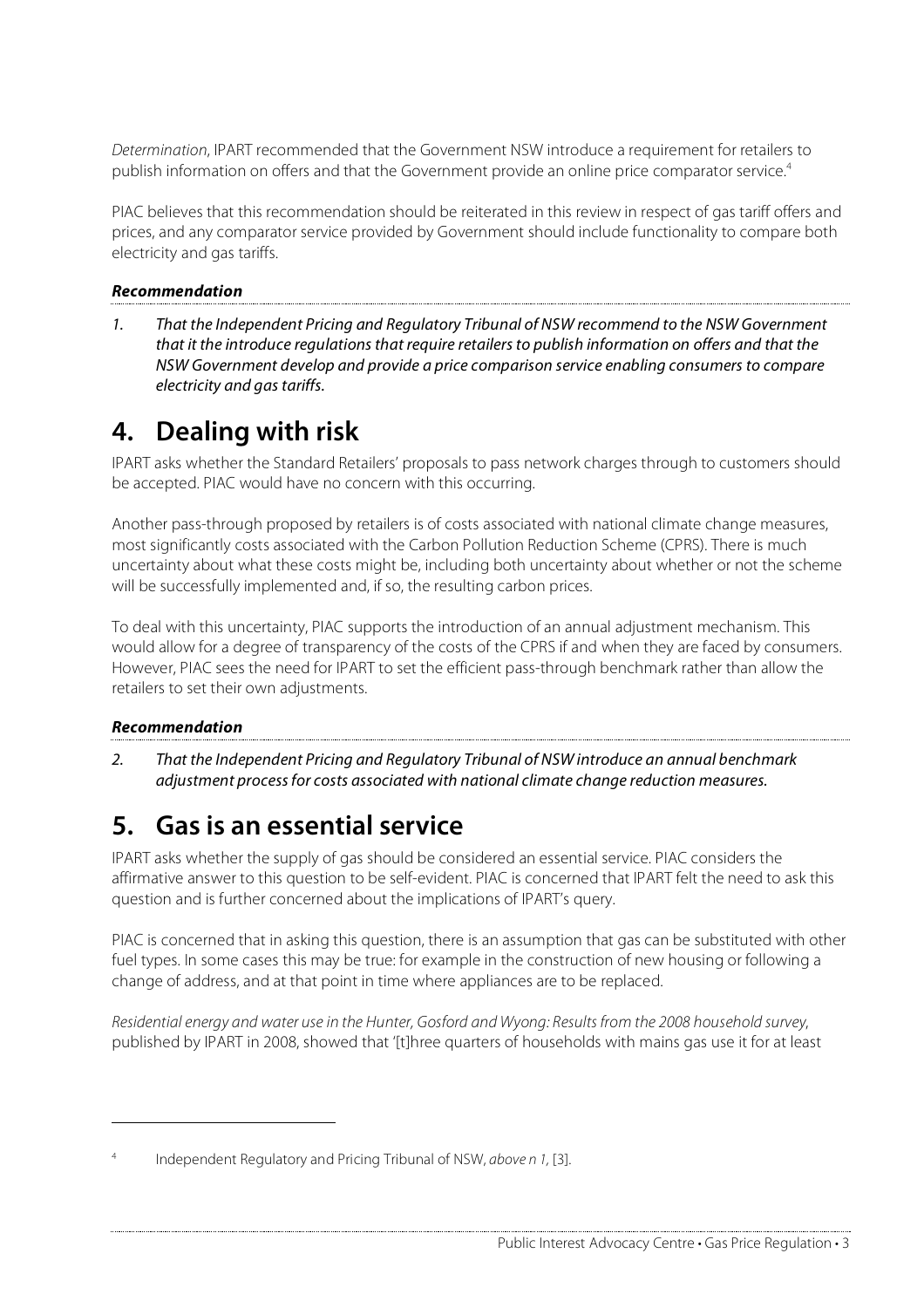*Determination*, IPART recommended that the Government NSW introduce a requirement for retailers to publish information on offers and that the Government provide an online price comparator service.[4]

PIAC believes that this recommendation should be reiterated in this review in respect of gas tariff offers and prices, and any comparator service provided by Government should include functionality to compare both electricity and gas tariffs.

***Recommendation***

*1. That the Independent Pricing and Regulatory Tribunal of NSW recommend to the NSW Government that it the introduce regulations that require retailers to publish information on offers and that the NSW Government develop and provide a price comparison service enabling consumers to compare electricity and gas tariffs.*

# 4. Dealing with risk

IPART asks whether the Standard Retailers' proposals to pass network charges through to customers should be accepted. PIAC would have no concern with this occurring.

Another pass-through proposed by retailers is of costs associated with national climate change measures, most significantly costs associated with the Carbon Pollution Reduction Scheme (CPRS). There is much uncertainty about what these costs might be, including both uncertainty about whether or not the scheme will be successfully implemented and, if so, the resulting carbon prices.

To deal with this uncertainty, PIAC supports the introduction of an annual adjustment mechanism. This would allow for a degree of transparency of the costs of the CPRS if and when they are faced by consumers. However, PIAC sees the need for IPART to set the efficient pass-through benchmark rather than allow the retailers to set their own adjustments.

***Recommendation***

*2. That the Independent Pricing and Regulatory Tribunal of NSW introduce an annual benchmark adjustment process for costs associated with national climate change reduction measures.*

# 5. Gas is an essential service

IPART asks whether the supply of gas should be considered an essential service. PIAC considers the affirmative answer to this question to be self-evident. PIAC is concerned that IPART felt the need to ask this question and is further concerned about the implications of IPART's query.

PIAC is concerned that in asking this question, there is an assumption that gas can be substituted with other fuel types. In some cases this may be true: for example in the construction of new housing or following a change of address, and at that point in time where appliances are to be replaced.

*Residential energy and water use in the Hunter, Gosford and Wyong: Results from the 2008 household survey*, published by IPART in 2008, showed that '[t]hree quarters of households with mains gas use it for at least

---

[4] Independent Regulatory and Pricing Tribunal of NSW, *above n 1*, [3].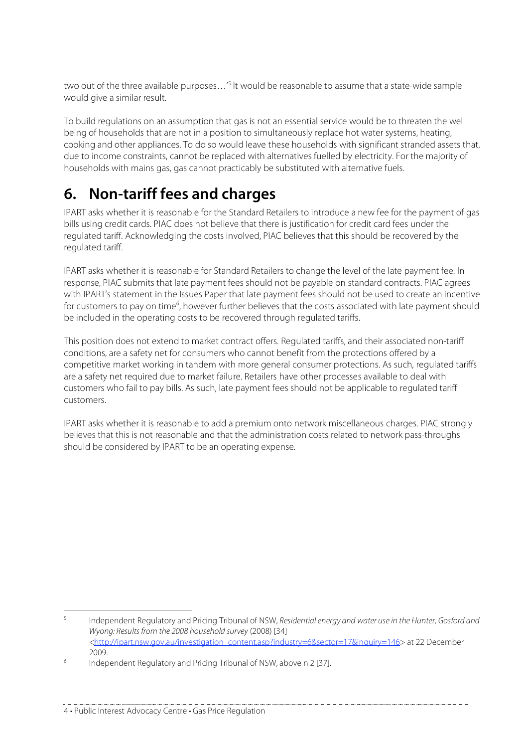two out of the three available purposes…'[5] It would be reasonable to assume that a state-wide sample would give a similar result.

To build regulations on an assumption that gas is not an essential service would be to threaten the well being of households that are not in a position to simultaneously replace hot water systems, heating, cooking and other appliances. To do so would leave these households with significant stranded assets that, due to income constraints, cannot be replaced with alternatives fuelled by electricity. For the majority of households with mains gas, gas cannot practicably be substituted with alternative fuels.

# 6. Non-tariff fees and charges

IPART asks whether it is reasonable for the Standard Retailers to introduce a new fee for the payment of gas bills using credit cards. PIAC does not believe that there is justification for credit card fees under the regulated tariff. Acknowledging the costs involved, PIAC believes that this should be recovered by the regulated tariff.

IPART asks whether it is reasonable for Standard Retailers to change the level of the late payment fee. In response, PIAC submits that late payment fees should not be payable on standard contracts. PIAC agrees with IPART's statement in the Issues Paper that late payment fees should not be used to create an incentive for customers to pay on time[6], however further believes that the costs associated with late payment should be included in the operating costs to be recovered through regulated tariffs.

This position does not extend to market contract offers. Regulated tariffs, and their associated non-tariff conditions, are a safety net for consumers who cannot benefit from the protections offered by a competitive market working in tandem with more general consumer protections. As such, regulated tariffs are a safety net required due to market failure. Retailers have other processes available to deal with customers who fail to pay bills. As such, late payment fees should not be applicable to regulated tariff customers.

IPART asks whether it is reasonable to add a premium onto network miscellaneous charges. PIAC strongly believes that this is not reasonable and that the administration costs related to network pass-throughs should be considered by IPART to be an operating expense.

---

[5] Independent Regulatory and Pricing Tribunal of NSW, *Residential energy and water use in the Hunter, Gosford and Wyong: Results from the 2008 household survey* (2008) [34] <http://ipart.nsw.gov.au/investigation_content.asp?industry=6&sector=17&inquiry=146> at 22 December 2009.

[6] Independent Regulatory and Pricing Tribunal of NSW, above n 2 [37].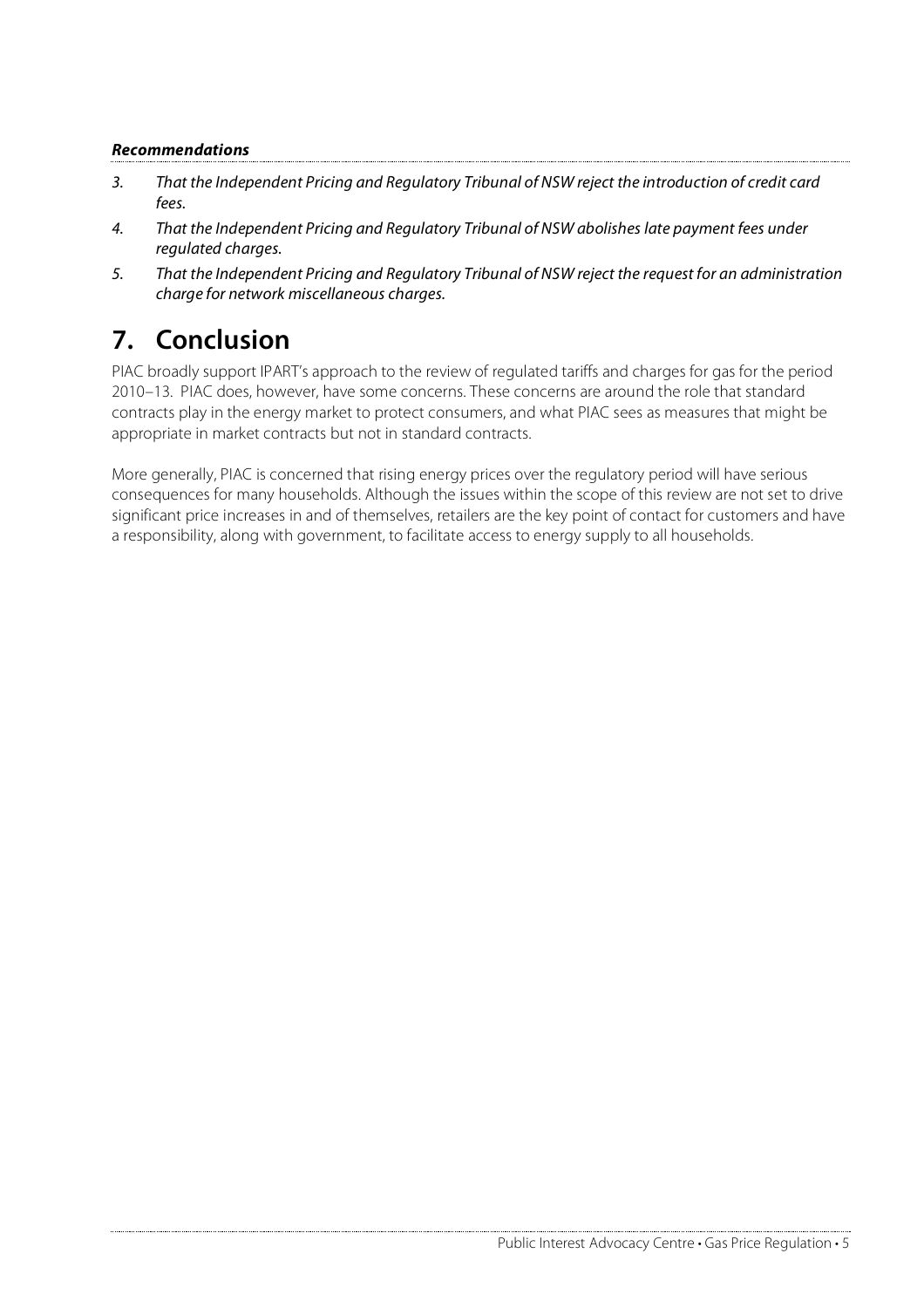***Recommendations***

3. *That the Independent Pricing and Regulatory Tribunal of NSW reject the introduction of credit card fees.*
4. *That the Independent Pricing and Regulatory Tribunal of NSW abolishes late payment fees under regulated charges.*
5. *That the Independent Pricing and Regulatory Tribunal of NSW reject the request for an administration charge for network miscellaneous charges.*

# 7. Conclusion

PIAC broadly support IPART's approach to the review of regulated tariffs and charges for gas for the period 2010–13. PIAC does, however, have some concerns. These concerns are around the role that standard contracts play in the energy market to protect consumers, and what PIAC sees as measures that might be appropriate in market contracts but not in standard contracts.

More generally, PIAC is concerned that rising energy prices over the regulatory period will have serious consequences for many households. Although the issues within the scope of this review are not set to drive significant price increases in and of themselves, retailers are the key point of contact for customers and have a responsibility, along with government, to facilitate access to energy supply to all households.